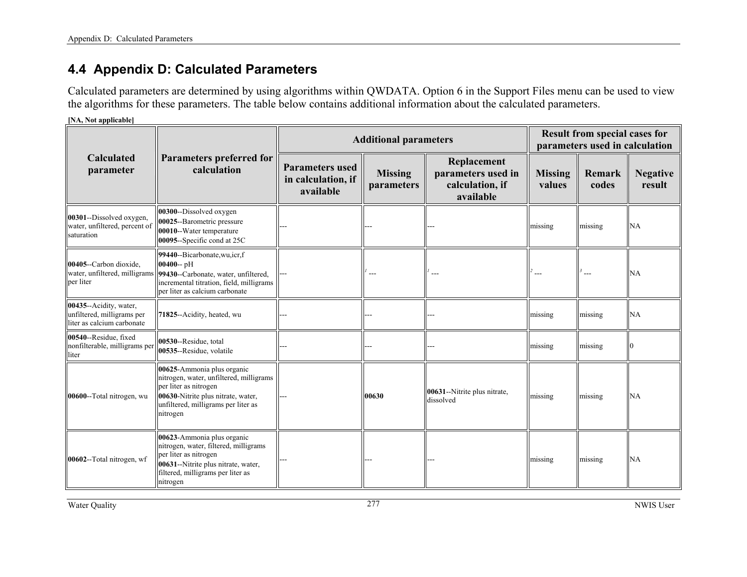# 4.4 Appendix D: Calculated Parameters

Calculated parameters are determined by using algorithms within QWDATA. Option 6 in the Support Files menu can be used to view the algorithms for these parameters. The table below contains additional information about the calculated parameters.

**[NA, Not applicable]**

| Calculated parameter | Parameters preferred for calculation | Additional parameters | | | Result from special cases for parameters used in calculation | | |
|---|---|---|---|---|---|---|---|
| | | Parameters used in calculation, if available | Missing parameters | Replacement parameters used in calculation, if available | Missing values | Remark codes | Negative result |
| **00301**--Dissolved oxygen, water, unfiltered, percent of saturation | **00300**--Dissolved oxygen<br>**00025**--Barometric pressure<br>**00010**--Water temperature<br>**00095**--Specific cond at 25C | --- | --- | --- | missing | missing | NA |
| **00405**--Carbon dioxide, water, unfiltered, milligrams per liter | **99440**--Bicarbonate,wu,icr,f<br>**00400**-- pH<br>**99430**--Carbonate, water, unfiltered, incremental titration, field, milligrams per liter as calcium carbonate | --- | [1] --- | [1] --- | [2] --- | [3] --- | NA |
| **00435**--Acidity, water, unfiltered, milligrams per liter as calcium carbonate | **71825**--Acidity, heated, wu | --- | --- | --- | missing | missing | NA |
| **00540**--Residue, fixed nonfilterable, milligrams per liter | **00530**--Residue, total<br>**00535**--Residue, volatile | --- | --- | --- | missing | missing | 0 |
| **00600**--Total nitrogen, wu | **00625**-Ammonia plus organic nitrogen, water, unfiltered, milligrams per liter as nitrogen<br>**00630**-Nitrite plus nitrate, water, unfiltered, milligrams per liter as nitrogen | --- | **00630** | **00631**--Nitrite plus nitrate, dissolved | missing | missing | NA |
| **00602**--Total nitrogen, wf | **00623**-Ammonia plus organic nitrogen, water, filtered, milligrams per liter as nitrogen<br>**00631**--Nitrite plus nitrate, water, filtered, milligrams per liter as nitrogen | --- | --- | --- | missing | missing | NA |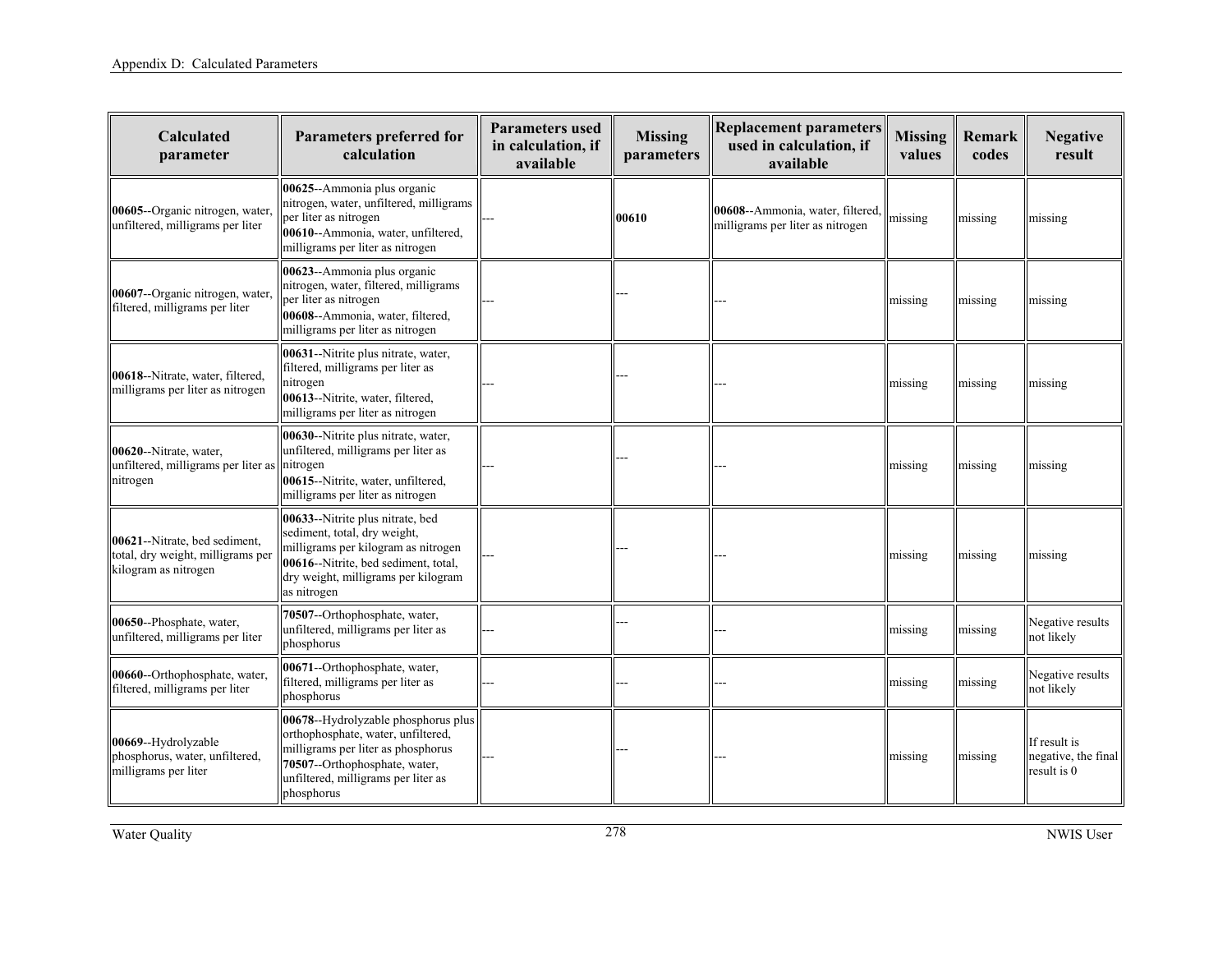| Calculated parameter | Parameters preferred for calculation | Parameters used in calculation, if available | Missing parameters | Replacement parameters used in calculation, if available | Missing values | Remark codes | Negative result |
|---|---|---|---|---|---|---|---|
| **00605**--Organic nitrogen, water, unfiltered, milligrams per liter | **00625**--Ammonia plus organic nitrogen, water, unfiltered, milligrams per liter as nitrogen **00610**--Ammonia, water, unfiltered, milligrams per liter as nitrogen | --- | **00610** | **00608**--Ammonia, water, filtered, milligrams per liter as nitrogen | missing | missing | missing |
| **00607**--Organic nitrogen, water, filtered, milligrams per liter | **00623**--Ammonia plus organic nitrogen, water, filtered, milligrams per liter as nitrogen **00608**--Ammonia, water, filtered, milligrams per liter as nitrogen | --- | --- | --- | missing | missing | missing |
| **00618**--Nitrate, water, filtered, milligrams per liter as nitrogen | **00631**--Nitrite plus nitrate, water, filtered, milligrams per liter as nitrogen **00613**--Nitrite, water, filtered, milligrams per liter as nitrogen | --- | --- | --- | missing | missing | missing |
| **00620**--Nitrate, water, unfiltered, milligrams per liter as nitrogen | **00630**--Nitrite plus nitrate, water, unfiltered, milligrams per liter as nitrogen **00615**--Nitrite, water, unfiltered, milligrams per liter as nitrogen | --- | --- | --- | missing | missing | missing |
| **00621**--Nitrate, bed sediment, total, dry weight, milligrams per kilogram as nitrogen | **00633**--Nitrite plus nitrate, bed sediment, total, dry weight, milligrams per kilogram as nitrogen **00616**--Nitrite, bed sediment, total, dry weight, milligrams per kilogram as nitrogen | --- | --- | --- | missing | missing | missing |
| **00650**--Phosphate, water, unfiltered, milligrams per liter | **70507**--Orthophosphate, water, unfiltered, milligrams per liter as phosphorus | --- | --- | --- | missing | missing | Negative results not likely |
| **00660**--Orthophosphate, water, filtered, milligrams per liter | **00671**--Orthophosphate, water, filtered, milligrams per liter as phosphorus | --- | --- | --- | missing | missing | Negative results not likely |
| **00669**--Hydrolyzable phosphorus, water, unfiltered, milligrams per liter | **00678**--Hydrolyzable phosphorus plus orthophosphate, water, unfiltered, milligrams per liter as phosphorus **70507**--Orthophosphate, water, unfiltered, milligrams per liter as phosphorus | --- | --- | --- | missing | missing | If result is negative, the final result is 0 |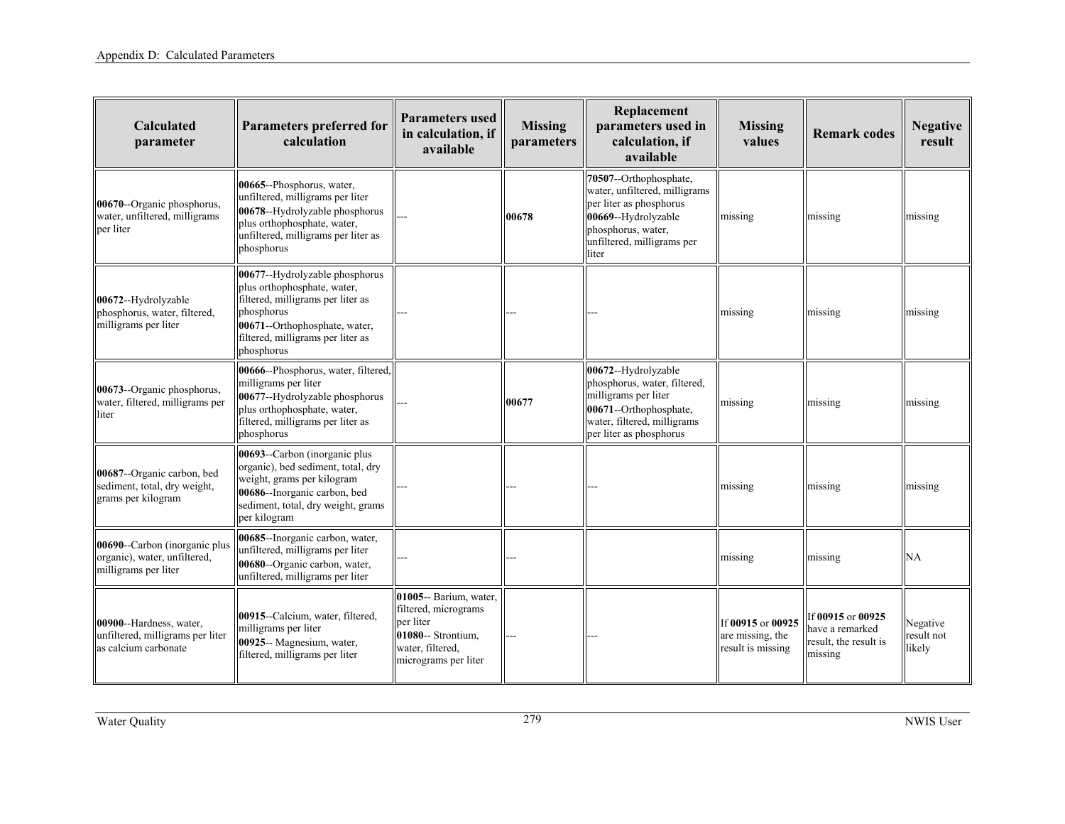| Calculated parameter | Parameters preferred for calculation | Parameters used in calculation, if available | Missing parameters | Replacement parameters used in calculation, if available | Missing values | Remark codes | Negative result |
|---|---|---|---|---|---|---|---|
| **00670**--Organic phosphorus, water, unfiltered, milligrams per liter | **00665**--Phosphorus, water, unfiltered, milligrams per liter **00678**--Hydrolyzable phosphorus plus orthophosphate, water, unfiltered, milligrams per liter as phosphorus | --- | **00678** | **70507**--Orthophosphate, water, unfiltered, milligrams per liter as phosphorus **00669**--Hydrolyzable phosphorus, water, unfiltered, milligrams per liter | missing | missing | missing |
| **00672**--Hydrolyzable phosphorus, water, filtered, milligrams per liter | **00677**--Hydrolyzable phosphorus plus orthophosphate, water, filtered, milligrams per liter as phosphorus **00671**--Orthophosphate, water, filtered, milligrams per liter as phosphorus | --- | --- | --- | missing | missing | missing |
| **00673**--Organic phosphorus, water, filtered, milligrams per liter | **00666**--Phosphorus, water, filtered, milligrams per liter **00677**--Hydrolyzable phosphorus plus orthophosphate, water, filtered, milligrams per liter as phosphorus | --- | **00677** | **00672**--Hydrolyzable phosphorus, water, filtered, milligrams per liter **00671**--Orthophosphate, water, filtered, milligrams per liter as phosphorus | missing | missing | missing |
| **00687**--Organic carbon, bed sediment, total, dry weight, grams per kilogram | **00693**--Carbon (inorganic plus organic), bed sediment, total, dry weight, grams per kilogram **00686**--Inorganic carbon, bed sediment, total, dry weight, grams per kilogram | --- | --- | --- | missing | missing | missing |
| **00690**--Carbon (inorganic plus organic), water, unfiltered, milligrams per liter | **00685**--Inorganic carbon, water, unfiltered, milligrams per liter **00680**--Organic carbon, water, unfiltered, milligrams per liter | --- | --- | | missing | missing | NA |
| **00900**--Hardness, water, unfiltered, milligrams per liter as calcium carbonate | **00915**--Calcium, water, filtered, milligrams per liter **00925**-- Magnesium, water, filtered, milligrams per liter | **01005**-- Barium, water, filtered, micrograms per liter **01080**-- Strontium, water, filtered, micrograms per liter | --- | --- | If **00915** or **00925** are missing, the result is missing | If **00915** or **00925** have a remarked result, the result is missing | Negative result not likely |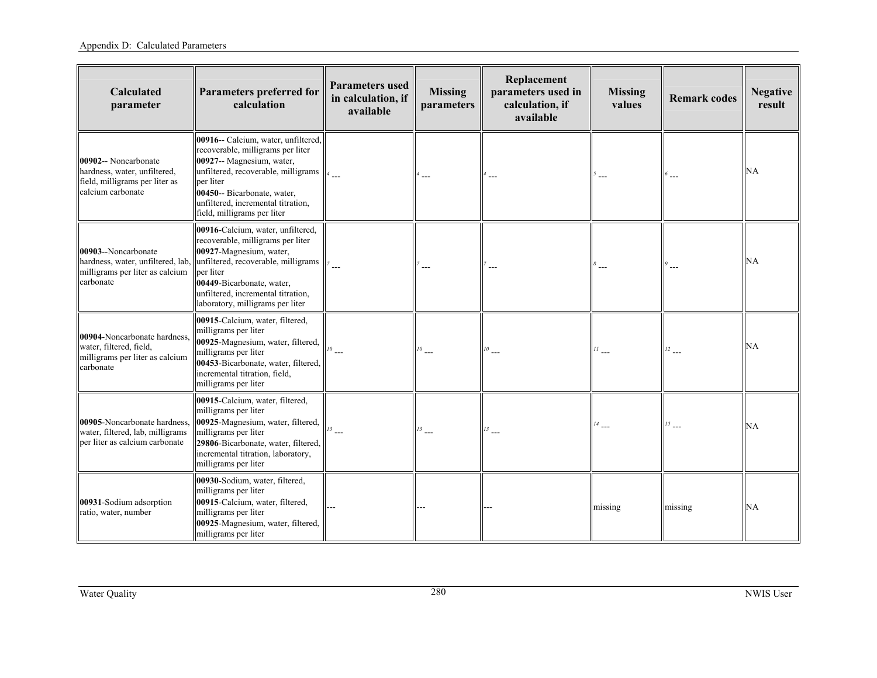| Calculated parameter | Parameters preferred for calculation | Parameters used in calculation, if available | Missing parameters | Replacement parameters used in calculation, if available | Missing values | Remark codes | Negative result |
|---|---|---|---|---|---|---|---|
| **00902**-- Noncarbonate hardness, water, unfiltered, field, milligrams per liter as calcium carbonate | **00916**-- Calcium, water, unfiltered, recoverable, milligrams per liter<br>**00927**-- Magnesium, water, unfiltered, recoverable, milligrams per liter<br>**00450**-- Bicarbonate, water, unfiltered, incremental titration, field, milligrams per liter | [4] --- | [4] --- | [4] --- | [5] --- | [6] --- | NA |
| **00903**--Noncarbonate hardness, water, unfiltered, lab, milligrams per liter as calcium carbonate | **00916**-Calcium, water, unfiltered, recoverable, milligrams per liter<br>**00927**-Magnesium, water, unfiltered, recoverable, milligrams per liter<br>**00449**-Bicarbonate, water, unfiltered, incremental titration, laboratory, milligrams per liter | [7] --- | [7] --- | [7] --- | [8] --- | [9] --- | NA |
| **00904**-Noncarbonate hardness, water, filtered, field, milligrams per liter as calcium carbonate | **00915**-Calcium, water, filtered, milligrams per liter<br>**00925**-Magnesium, water, filtered, milligrams per liter<br>**00453**-Bicarbonate, water, filtered, incremental titration, field, milligrams per liter | [10] --- | [10] --- | [10] --- | [11] --- | [12] --- | NA |
| **00905**-Noncarbonate hardness, water, filtered, lab, milligrams per liter as calcium carbonate | **00915**-Calcium, water, filtered, milligrams per liter<br>**00925**-Magnesium, water, filtered, milligrams per liter<br>**29806**-Bicarbonate, water, filtered, incremental titration, laboratory, milligrams per liter | [13] --- | [13] --- | [13] --- | [14] --- | [15] --- | NA |
| **00931**-Sodium adsorption ratio, water, number | **00930**-Sodium, water, filtered, milligrams per liter<br>**00915**-Calcium, water, filtered, milligrams per liter<br>**00925**-Magnesium, water, filtered, milligrams per liter | --- | --- | --- | missing | missing | NA |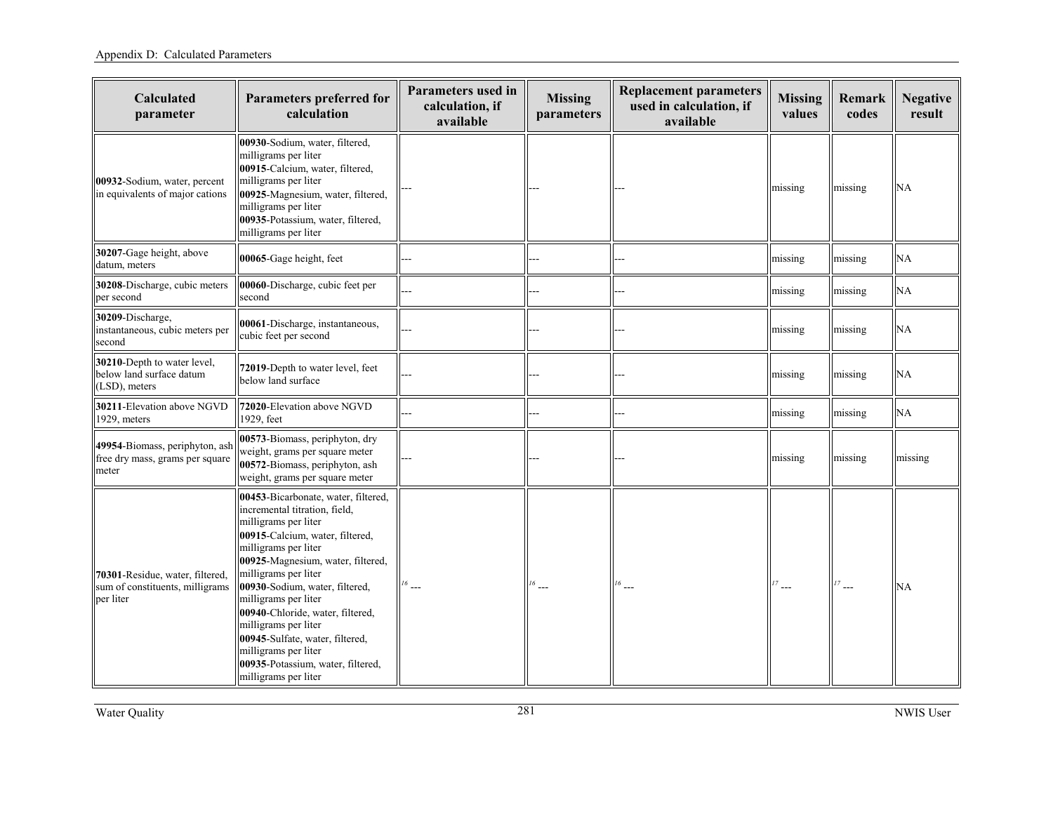| Calculated parameter | Parameters preferred for calculation | Parameters used in calculation, if available | Missing parameters | Replacement parameters used in calculation, if available | Missing values | Remark codes | Negative result |
|---|---|---|---|---|---|---|---|
| **00932**-Sodium, water, percent in equivalents of major cations | **00930**-Sodium, water, filtered, milligrams per liter<br>**00915**-Calcium, water, filtered, milligrams per liter<br>**00925**-Magnesium, water, filtered, milligrams per liter<br>**00935**-Potassium, water, filtered, milligrams per liter | --- | --- | --- | missing | missing | NA |
| **30207**-Gage height, above datum, meters | **00065**-Gage height, feet | --- | --- | --- | missing | missing | NA |
| **30208**-Discharge, cubic meters per second | **00060**-Discharge, cubic feet per second | --- | --- | --- | missing | missing | NA |
| **30209**-Discharge, instantaneous, cubic meters per second | **00061**-Discharge, instantaneous, cubic feet per second | --- | --- | --- | missing | missing | NA |
| **30210**-Depth to water level, below land surface datum (LSD), meters | **72019**-Depth to water level, feet below land surface | --- | --- | --- | missing | missing | NA |
| **30211**-Elevation above NGVD 1929, meters | **72020**-Elevation above NGVD 1929, feet | --- | --- | --- | missing | missing | NA |
| **49954**-Biomass, periphyton, ash free dry mass, grams per square meter | **00573**-Biomass, periphyton, dry weight, grams per square meter<br>**00572**-Biomass, periphyton, ash weight, grams per square meter | --- | --- | --- | missing | missing | missing |
| **70301**-Residue, water, filtered, sum of constituents, milligrams per liter | **00453**-Bicarbonate, water, filtered, incremental titration, field, milligrams per liter<br>**00915**-Calcium, water, filtered, milligrams per liter<br>**00925**-Magnesium, water, filtered, milligrams per liter<br>**00930**-Sodium, water, filtered, milligrams per liter<br>**00940**-Chloride, water, filtered, milligrams per liter<br>**00945**-Sulfate, water, filtered, milligrams per liter<br>**00935**-Potassium, water, filtered, milligrams per liter | [16] --- | [16] --- | [16] --- | [17] --- | [17] --- | NA |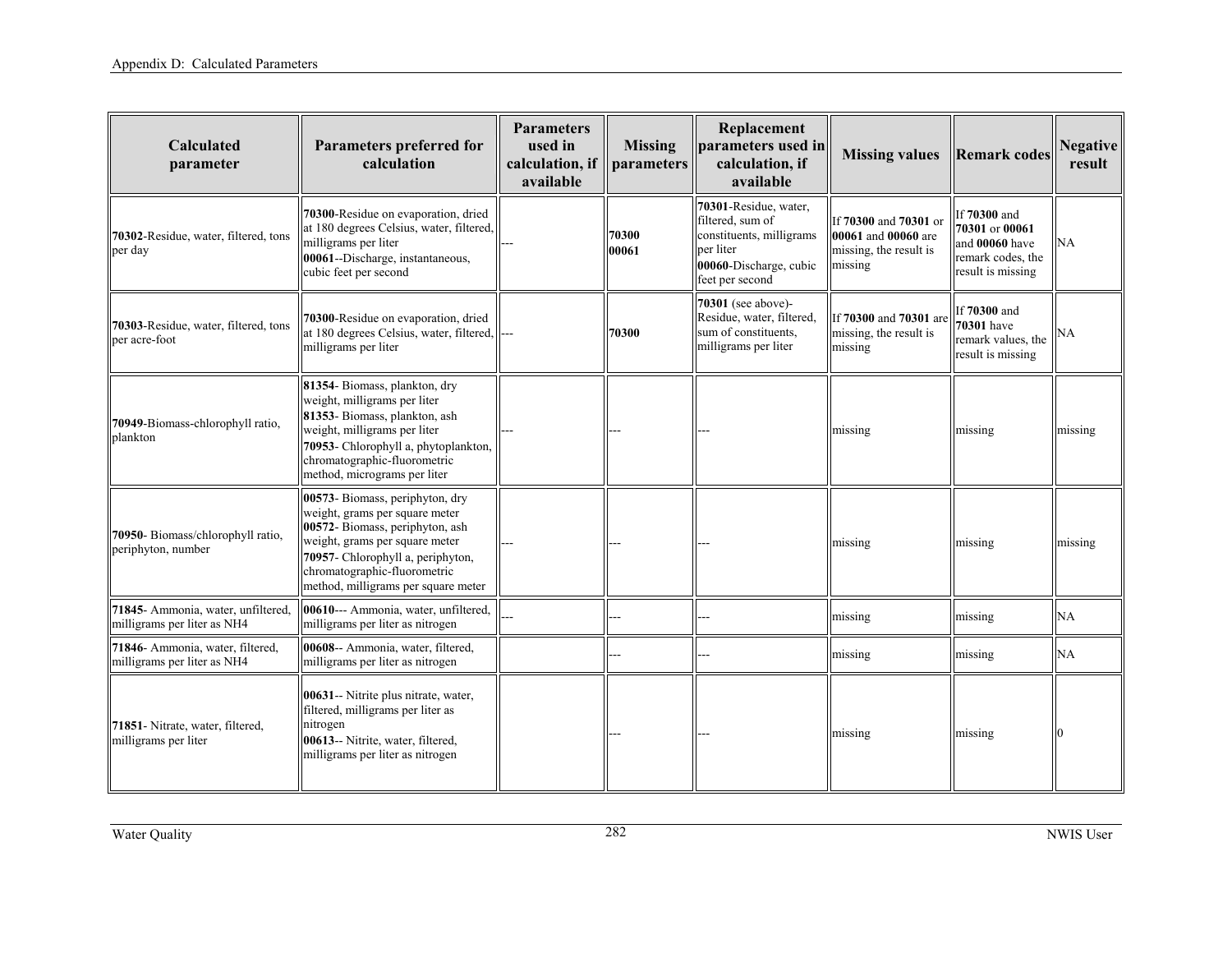| Calculated parameter | Parameters preferred for calculation | Parameters used in calculation, if available | Missing parameters | Replacement parameters used in calculation, if available | Missing values | Remark codes | Negative result |
|---|---|---|---|---|---|---|---|
| **70302**-Residue, water, filtered, tons per day | **70300**-Residue on evaporation, dried at 180 degrees Celsius, water, filtered, milligrams per liter **00061**--Discharge, instantaneous, cubic feet per second | --- | **70300** **00061** | **70301**-Residue, water, filtered, sum of constituents, milligrams per liter **00060**-Discharge, cubic feet per second | If **70300** and **70301** or **00061** and **00060** are missing, the result is missing | If **70300** and **70301** or **00061** and **00060** have remark codes, the result is missing | NA |
| **70303**-Residue, water, filtered, tons per acre-foot | **70300**-Residue on evaporation, dried at 180 degrees Celsius, water, filtered, milligrams per liter | --- | **70300** | **70301** (see above)-Residue, water, filtered, sum of constituents, milligrams per liter | If **70300** and **70301** are missing, the result is missing | If **70300** and **70301** have remark values, the result is missing | NA |
| **70949**-Biomass-chlorophyll ratio, plankton | **81354**- Biomass, plankton, dry weight, milligrams per liter **81353**- Biomass, plankton, ash weight, milligrams per liter **70953**- Chlorophyll a, phytoplankton, chromatographic-fluorometric method, micrograms per liter | --- | --- | --- | missing | missing | missing |
| **70950**- Biomass/chlorophyll ratio, periphyton, number | **00573**- Biomass, periphyton, dry weight, grams per square meter **00572**- Biomass, periphyton, ash weight, grams per square meter **70957**- Chlorophyll a, periphyton, chromatographic-fluorometric method, milligrams per square meter | --- | --- | --- | missing | missing | missing |
| **71845**- Ammonia, water, unfiltered, milligrams per liter as NH4 | **00610**--- Ammonia, water, unfiltered, milligrams per liter as nitrogen | --- | --- | --- | missing | missing | NA |
| **71846**- Ammonia, water, filtered, milligrams per liter as NH4 | **00608**-- Ammonia, water, filtered, milligrams per liter as nitrogen | | --- | --- | missing | missing | NA |
| **71851**- Nitrate, water, filtered, milligrams per liter | **00631**-- Nitrite plus nitrate, water, filtered, milligrams per liter as nitrogen **00613**-- Nitrite, water, filtered, milligrams per liter as nitrogen | | --- | --- | missing | missing | 0 |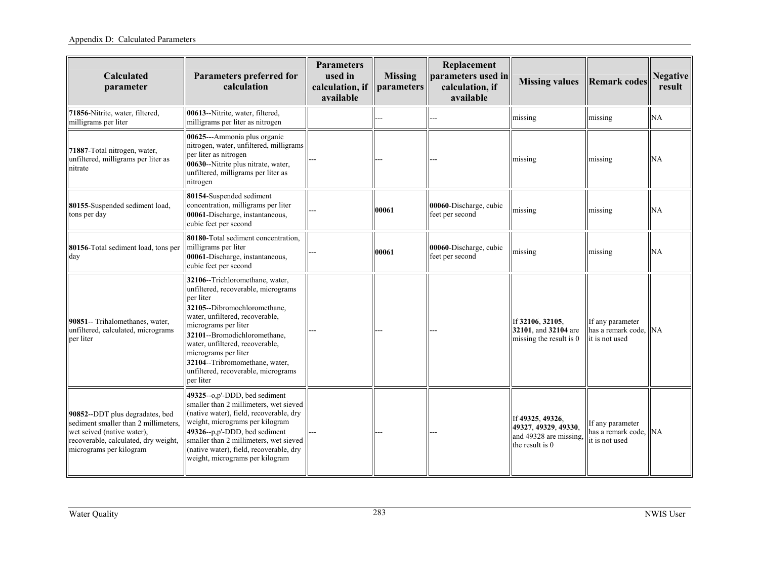| Calculated parameter | Parameters preferred for calculation | Parameters used in calculation, if available | Missing parameters | Replacement parameters used in calculation, if available | Missing values | Remark codes | Negative result |
|---|---|---|---|---|---|---|---|
| **71856**-Nitrite, water, filtered, milligrams per liter | **00613**--Nitrite, water, filtered, milligrams per liter as nitrogen | | --- | --- | missing | missing | NA |
| **71887**-Total nitrogen, water, unfiltered, milligrams per liter as nitrate | **00625**---Ammonia plus organic nitrogen, water, unfiltered, milligrams per liter as nitrogen **00630**--Nitrite plus nitrate, water, unfiltered, milligrams per liter as nitrogen | --- | --- | --- | missing | missing | NA |
| **80155**-Suspended sediment load, tons per day | **80154**-Suspended sediment concentration, milligrams per liter **00061**-Discharge, instantaneous, cubic feet per second | --- | **00061** | **00060**-Discharge, cubic feet per second | missing | missing | NA |
| **80156**-Total sediment load, tons per day | **80180**-Total sediment concentration, milligrams per liter **00061**-Discharge, instantaneous, cubic feet per second | --- | **00061** | **00060**-Discharge, cubic feet per second | missing | missing | NA |
| **90851**-- Trihalomethanes, water, unfiltered, calculated, micrograms per liter | **32106**--Trichloromethane, water, unfiltered, recoverable, micrograms per liter **32105**--Dibromochloromethane, water, unfiltered, recoverable, micrograms per liter **32101**--Bromodichloromethane, water, unfiltered, recoverable, micrograms per liter **32104**--Tribromomethane, water, unfiltered, recoverable, micrograms per liter | --- | --- | --- | If **32106**, **32105**, **32101**, and **32104** are missing the result is 0 | If any parameter has a remark code, it is not used | NA |
| **90852**--DDT plus degradates, bed sediment smaller than 2 millimeters, wet seived (native water), recoverable, calculated, dry weight, micrograms per kilogram | **49325**--o,p'-DDD, bed sediment smaller than 2 millimeters, wet sieved (native water), field, recoverable, dry weight, micrograms per kilogram **49326**--p,p'-DDD, bed sediment smaller than 2 millimeters, wet sieved (native water), field, recoverable, dry weight, micrograms per kilogram | --- | --- | --- | If **49325**, **49326**, **49327**, **49329**, **49330**, and 49328 are missing, the result is 0 | If any parameter has a remark code, it is not used | NA |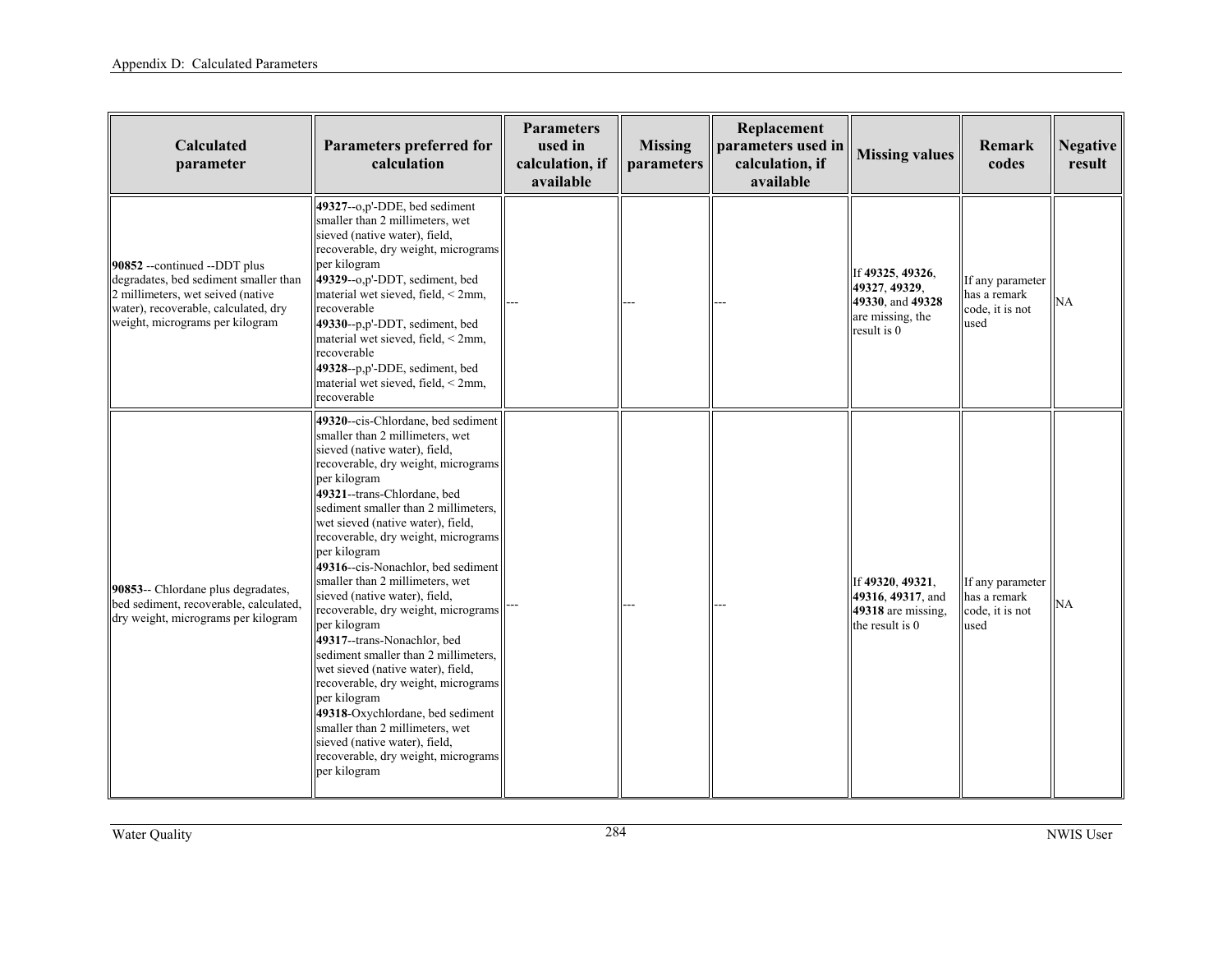| Calculated parameter | Parameters preferred for calculation | Parameters used in calculation, if available | Missing parameters | Replacement parameters used in calculation, if available | Missing values | Remark codes | Negative result |
|---|---|---|---|---|---|---|---|
| **90852** --continued --DDT plus degradates, bed sediment smaller than 2 millimeters, wet seived (native water), recoverable, calculated, dry weight, micrograms per kilogram | **49327**--o,p'-DDE, bed sediment smaller than 2 millimeters, wet sieved (native water), field, recoverable, dry weight, micrograms per kilogram<br>**49329**--o,p'-DDT, sediment, bed material wet sieved, field, < 2mm, recoverable<br>**49330**--p,p'-DDT, sediment, bed material wet sieved, field, < 2mm, recoverable<br>**49328**--p,p'-DDE, sediment, bed material wet sieved, field, < 2mm, recoverable | --- | --- | --- | If **49325**, **49326**, **49327**, **49329**, **49330**, and **49328** are missing, the result is 0 | If any parameter has a remark code, it is not used | NA |
| **90853**-- Chlordane plus degradates, bed sediment, recoverable, calculated, dry weight, micrograms per kilogram | **49320**--cis-Chlordane, bed sediment smaller than 2 millimeters, wet sieved (native water), field, recoverable, dry weight, micrograms per kilogram<br>**49321**--trans-Chlordane, bed sediment smaller than 2 millimeters, wet sieved (native water), field, recoverable, dry weight, micrograms per kilogram<br>**49316**--cis-Nonachlor, bed sediment smaller than 2 millimeters, wet sieved (native water), field, recoverable, dry weight, micrograms per kilogram<br>**49317**--trans-Nonachlor, bed sediment smaller than 2 millimeters, wet sieved (native water), field, recoverable, dry weight, micrograms per kilogram<br>**49318**-Oxychlordane, bed sediment smaller than 2 millimeters, wet sieved (native water), field, recoverable, dry weight, micrograms per kilogram | --- | --- | --- | If **49320**, **49321**, **49316**, **49317**, and **49318** are missing, the result is 0 | If any parameter has a remark code, it is not used | NA |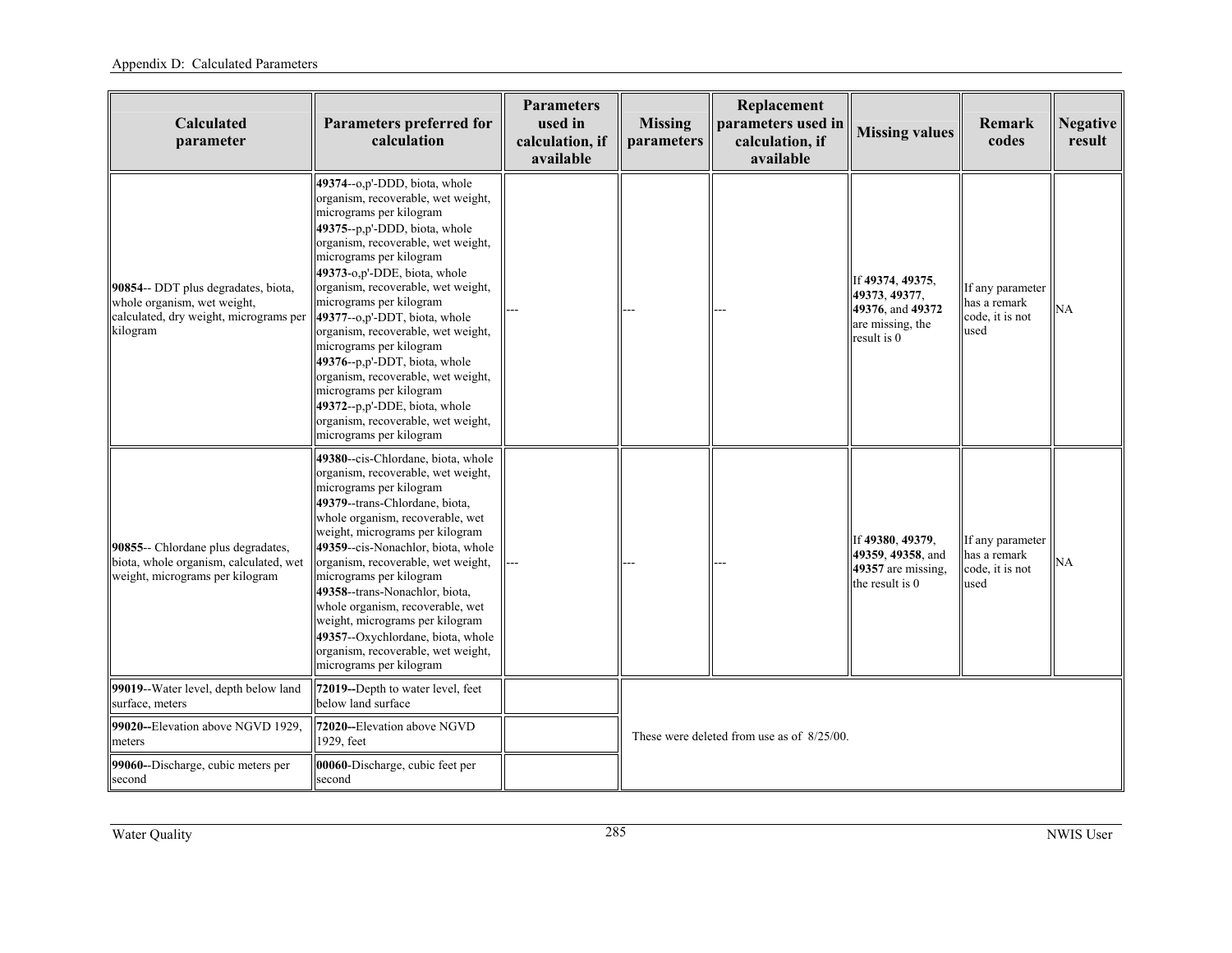| Calculated parameter | Parameters preferred for calculation | Parameters used in calculation, if available | Missing parameters | Replacement parameters used in calculation, if available | Missing values | Remark codes | Negative result |
|---|---|---|---|---|---|---|---|
| **90854**-- DDT plus degradates, biota, whole organism, wet weight, calculated, dry weight, micrograms per kilogram | **49374**--o,p'-DDD, biota, whole organism, recoverable, wet weight, micrograms per kilogram<br>**49375**--p,p'-DDD, biota, whole organism, recoverable, wet weight, micrograms per kilogram<br>**49373**-o,p'-DDE, biota, whole organism, recoverable, wet weight, micrograms per kilogram<br>**49377**--o,p'-DDT, biota, whole organism, recoverable, wet weight, micrograms per kilogram<br>**49376**--p,p'-DDT, biota, whole organism, recoverable, wet weight, micrograms per kilogram<br>**49372**--p,p'-DDE, biota, whole organism, recoverable, wet weight, micrograms per kilogram | --- | --- | --- | If **49374**, **49375**, **49373**, **49377**, **49376**, and **49372** are missing, the result is 0 | If any parameter has a remark code, it is not used | NA |
| **90855**-- Chlordane plus degradates, biota, whole organism, calculated, wet weight, micrograms per kilogram | **49380**--cis-Chlordane, biota, whole organism, recoverable, wet weight, micrograms per kilogram<br>**49379**--trans-Chlordane, biota, whole organism, recoverable, wet weight, micrograms per kilogram<br>**49359**--cis-Nonachlor, biota, whole organism, recoverable, wet weight, micrograms per kilogram<br>**49358**--trans-Nonachlor, biota, whole organism, recoverable, wet weight, micrograms per kilogram<br>**49357**--Oxychlordane, biota, whole organism, recoverable, wet weight, micrograms per kilogram | --- | --- | --- | If **49380**, **49379**, **49359**, **49358**, and **49357** are missing, the result is 0 | If any parameter has a remark code, it is not used | NA |
| **99019**--Water level, depth below land surface, meters | **72019--**Depth to water level, feet below land surface | | These were deleted from use as of 8/25/00. | | | | |
| **99020--**Elevation above NGVD 1929, meters | **72020--**Elevation above NGVD 1929, feet | | | | | | |
| **99060**--Discharge, cubic meters per second | **00060**-Discharge, cubic feet per second | | | | | | |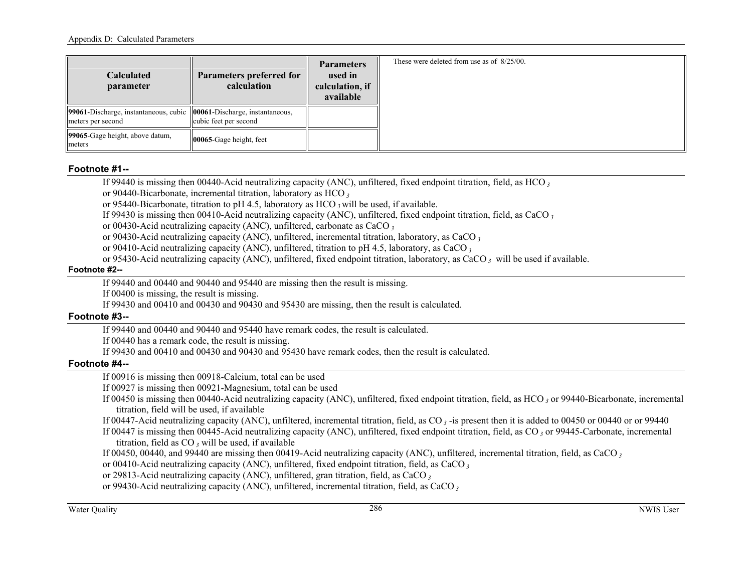| Calculated parameter | Parameters preferred for calculation | Parameters used in calculation, if available | These were deleted from use as of 8/25/00. |
|---|---|---|---|
| **99061**-Discharge, instantaneous, cubic meters per second | **00061**-Discharge, instantaneous, cubic feet per second | | |
| **99065**-Gage height, above datum, meters | **00065**-Gage height, feet | | |

### Footnote #1--

If 99440 is missing then 00440-Acid neutralizing capacity (ANC), unfiltered, fixed endpoint titration, field, as $HCO_3$
or 90440-Bicarbonate, incremental titration, laboratory as $HCO_3$
or 95440-Bicarbonate, titration to pH 4.5, laboratory as $HCO_3$ will be used, if available.
If 99430 is missing then 00410-Acid neutralizing capacity (ANC), unfiltered, fixed endpoint titration, field, as $CaCO_3$
or 00430-Acid neutralizing capacity (ANC), unfiltered, carbonate as $CaCO_3$
or 90430-Acid neutralizing capacity (ANC), unfiltered, incremental titration, laboratory, as $CaCO_3$
or 90410-Acid neutralizing capacity (ANC), unfiltered, titration to pH 4.5, laboratory, as $CaCO_3$
or 95430-Acid neutralizing capacity (ANC), unfiltered, fixed endpoint titration, laboratory, as $CaCO_3$ will be used if available.

### Footnote #2--

If 99440 and 00440 and 90440 and 95440 are missing then the result is missing.
If 00400 is missing, the result is missing.
If 99430 and 00410 and 00430 and 90430 and 95430 are missing, then the result is calculated.

### Footnote #3--

If 99440 and 00440 and 90440 and 95440 have remark codes, the result is calculated.
If 00440 has a remark code, the result is missing.
If 99430 and 00410 and 00430 and 90430 and 95430 have remark codes, then the result is calculated.

### Footnote #4--

If 00916 is missing then 00918-Calcium, total can be used
If 00927 is missing then 00921-Magnesium, total can be used
If 00450 is missing then 00440-Acid neutralizing capacity (ANC), unfiltered, fixed endpoint titration, field, as $HCO_3$ or 99440-Bicarbonate, incremental titration, field will be used, if available
If 00447-Acid neutralizing capacity (ANC), unfiltered, incremental titration, field, as $CO_3$ -is present then it is added to 00450 or 00440 or or 99440
If 00447 is missing then 00445-Acid neutralizing capacity (ANC), unfiltered, fixed endpoint titration, field, as $CO_3$ or 99445-Carbonate, incremental titration, field as $CO_3$ will be used, if available
If 00450, 00440, and 99440 are missing then 00419-Acid neutralizing capacity (ANC), unfiltered, incremental titration, field, as $CaCO_3$
or 00410-Acid neutralizing capacity (ANC), unfiltered, fixed endpoint titration, field, as $CaCO_3$
or 29813-Acid neutralizing capacity (ANC), unfiltered, gran titration, field, as $CaCO_3$
or 99430-Acid neutralizing capacity (ANC), unfiltered, incremental titration, field, as $CaCO_3$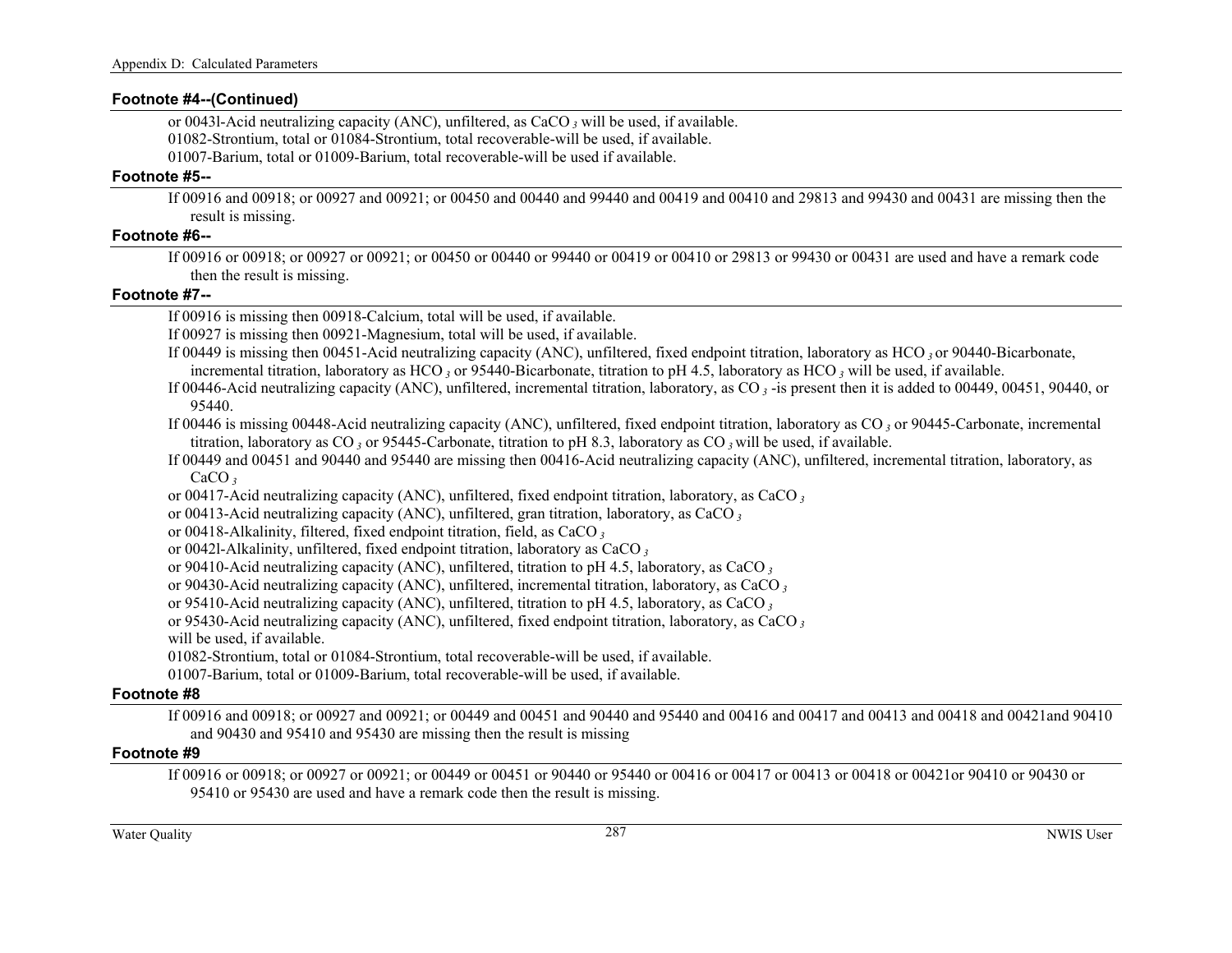**Footnote #4--(Continued)**

or 0043l-Acid neutralizing capacity (ANC), unfiltered, as $CaCO_3$ will be used, if available.
01082-Strontium, total or 01084-Strontium, total recoverable-will be used, if available.
01007-Barium, total or 01009-Barium, total recoverable-will be used if available.

**Footnote #5--**

If 00916 and 00918; or 00927 and 00921; or 00450 and 00440 and 99440 and 00419 and 00410 and 29813 and 99430 and 00431 are missing then the result is missing.

**Footnote #6--**

If 00916 or 00918; or 00927 or 00921; or 00450 or 00440 or 99440 or 00419 or 00410 or 29813 or 99430 or 00431 are used and have a remark code then the result is missing.

**Footnote #7--**

If 00916 is missing then 00918-Calcium, total will be used, if available.
If 00927 is missing then 00921-Magnesium, total will be used, if available.
If 00449 is missing then 00451-Acid neutralizing capacity (ANC), unfiltered, fixed endpoint titration, laboratory as $HCO_3$ or 90440-Bicarbonate, incremental titration, laboratory as $HCO_3$ or 95440-Bicarbonate, titration to pH 4.5, laboratory as $HCO_3$ will be used, if available.
If 00446-Acid neutralizing capacity (ANC), unfiltered, incremental titration, laboratory, as $CO_3$ -is present then it is added to 00449, 00451, 90440, or 95440.
If 00446 is missing 00448-Acid neutralizing capacity (ANC), unfiltered, fixed endpoint titration, laboratory as $CO_3$ or 90445-Carbonate, incremental titration, laboratory as $CO_3$ or 95445-Carbonate, titration to pH 8.3, laboratory as $CO_3$ will be used, if available.
If 00449 and 00451 and 90440 and 95440 are missing then 00416-Acid neutralizing capacity (ANC), unfiltered, incremental titration, laboratory, as $CaCO_3$
or 00417-Acid neutralizing capacity (ANC), unfiltered, fixed endpoint titration, laboratory, as $CaCO_3$
or 00413-Acid neutralizing capacity (ANC), unfiltered, gran titration, laboratory, as $CaCO_3$
or 00418-Alkalinity, filtered, fixed endpoint titration, field, as $CaCO_3$
or 0042l-Alkalinity, unfiltered, fixed endpoint titration, laboratory as $CaCO_3$
or 90410-Acid neutralizing capacity (ANC), unfiltered, titration to pH 4.5, laboratory, as $CaCO_3$
or 90430-Acid neutralizing capacity (ANC), unfiltered, incremental titration, laboratory, as $CaCO_3$
or 95410-Acid neutralizing capacity (ANC), unfiltered, titration to pH 4.5, laboratory, as $CaCO_3$
or 95430-Acid neutralizing capacity (ANC), unfiltered, fixed endpoint titration, laboratory, as $CaCO_3$
will be used, if available.
01082-Strontium, total or 01084-Strontium, total recoverable-will be used, if available.
01007-Barium, total or 01009-Barium, total recoverable-will be used, if available.

**Footnote #8**

If 00916 and 00918; or 00927 and 00921; or 00449 and 00451 and 90440 and 95440 and 00416 and 00417 and 00413 and 00418 and 00421and 90410 and 90430 and 95410 and 95430 are missing then the result is missing

**Footnote #9**

If 00916 or 00918; or 00927 or 00921; or 00449 or 00451 or 90440 or 95440 or 00416 or 00417 or 00413 or 00418 or 00421or 90410 or 90430 or 95410 or 95430 are used and have a remark code then the result is missing.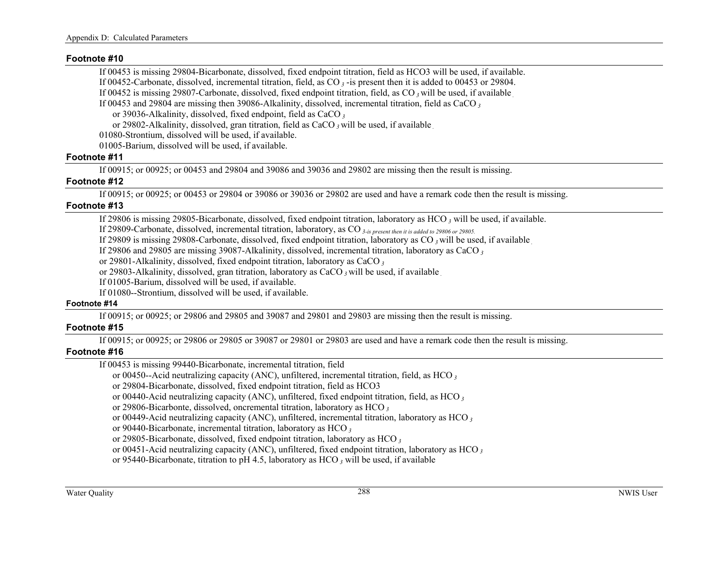## Footnote #10

If 00453 is missing 29804-Bicarbonate, dissolved, fixed endpoint titration, field as HCO3 will be used, if available.
If 00452-Carbonate, dissolved, incremental titration, field, as $CO_3$ -is present then it is added to 00453 or 29804.
If 00452 is missing 29807-Carbonate, dissolved, fixed endpoint titration, field, as $CO_3$ will be used, if available.
If 00453 and 29804 are missing then 39086-Alkalinity, dissolved, incremental titration, field as $CaCO_3$
  or 39036-Alkalinity, dissolved, fixed endpoint, field as $CaCO_3$
  or 29802-Alkalinity, dissolved, gran titration, field as $CaCO_3$ will be used, if available.
01080-Strontium, dissolved will be used, if available.
01005-Barium, dissolved will be used, if available.

## Footnote #11

If 00915; or 00925; or 00453 and 29804 and 39086 and 39036 and 29802 are missing then the result is missing.

## Footnote #12

If 00915; or 00925; or 00453 or 29804 or 39086 or 39036 or 29802 are used and have a remark code then the result is missing.

## Footnote #13

If 29806 is missing 29805-Bicarbonate, dissolved, fixed endpoint titration, laboratory as $HCO_3$ will be used, if available.
If 29809-Carbonate, dissolved, incremental titration, laboratory, as $CO_3$ -is present then it is added to 29806 or 29805.
If 29809 is missing 29808-Carbonate, dissolved, fixed endpoint titration, laboratory as $CO_3$ will be used, if available.
If 29806 and 29805 are missing 39087-Alkalinity, dissolved, incremental titration, laboratory as $CaCO_3$
or 29801-Alkalinity, dissolved, fixed endpoint titration, laboratory as $CaCO_3$
or 29803-Alkalinity, dissolved, gran titration, laboratory as $CaCO_3$ will be used, if available.
If 01005-Barium, dissolved will be used, if available.
If 01080--Strontium, dissolved will be used, if available.

## Footnote #14

If 00915; or 00925; or 29806 and 29805 and 39087 and 29801 and 29803 are missing then the result is missing.

## Footnote #15

If 00915; or 00925; or 29806 or 29805 or 39087 or 29801 or 29803 are used and have a remark code then the result is missing.

## Footnote #16

If 00453 is missing 99440-Bicarbonate, incremental titration, field
  or 00450--Acid neutralizing capacity (ANC), unfiltered, incremental titration, field, as $HCO_3$
  or 29804-Bicarbonate, dissolved, fixed endpoint titration, field as HCO3
  or 00440-Acid neutralizing capacity (ANC), unfiltered, fixed endpoint titration, field, as $HCO_3$
  or 29806-Bicarbonte, dissolved, oncremental titration, laboratory as $HCO_3$
  or 00449-Acid neutralizing capacity (ANC), unfiltered, incremental titration, laboratory as $HCO_3$
  or 90440-Bicarbonate, incremental titration, laboratory as $HCO_3$
  or 29805-Bicarbonate, dissolved, fixed endpoint titration, laboratory as $HCO_3$
  or 00451-Acid neutralizing capacity (ANC), unfiltered, fixed endpoint titration, laboratory as $HCO_3$
  or 95440-Bicarbonate, titration to pH 4.5, laboratory as $HCO_3$ will be used, if available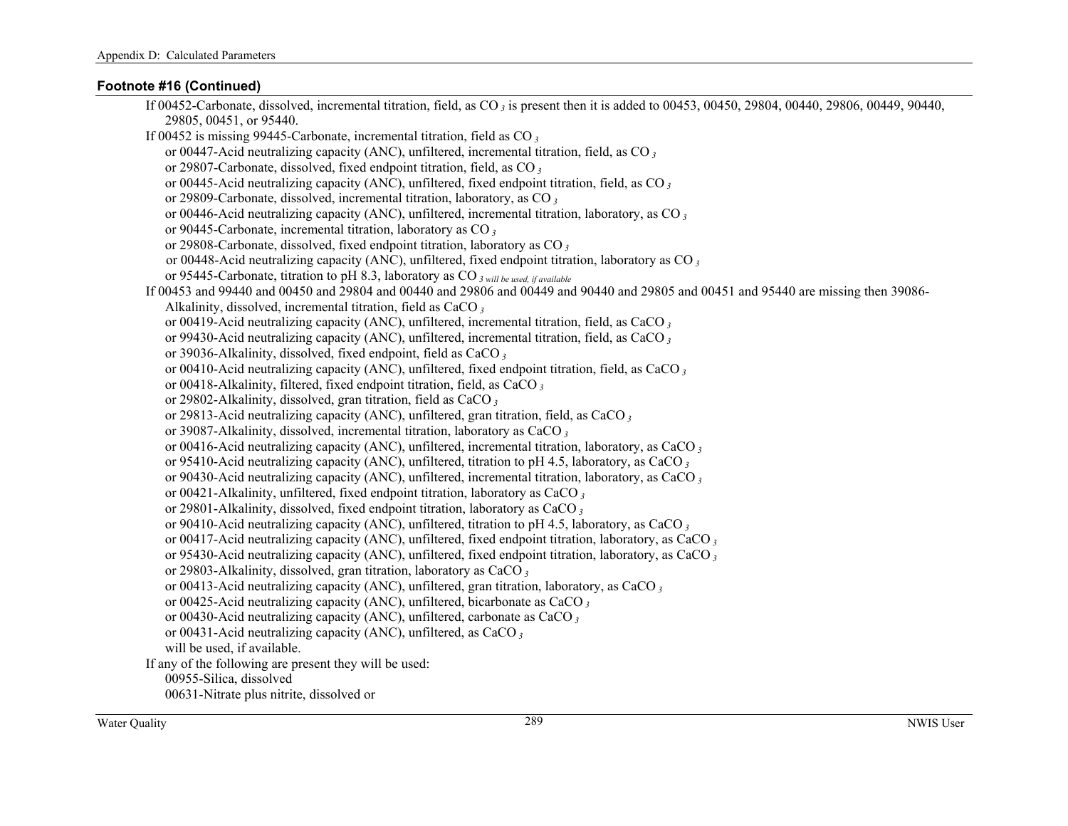## Footnote #16 (Continued)

If 00452-Carbonate, dissolved, incremental titration, field, as $CO_3$ is present then it is added to 00453, 00450, 29804, 00440, 29806, 00449, 90440, 29805, 00451, or 95440.

If 00452 is missing 99445-Carbonate, incremental titration, field as $CO_3$
or 00447-Acid neutralizing capacity (ANC), unfiltered, incremental titration, field, as $CO_3$
or 29807-Carbonate, dissolved, fixed endpoint titration, field, as $CO_3$
or 00445-Acid neutralizing capacity (ANC), unfiltered, fixed endpoint titration, field, as $CO_3$
or 29809-Carbonate, dissolved, incremental titration, laboratory, as $CO_3$
or 00446-Acid neutralizing capacity (ANC), unfiltered, incremental titration, laboratory, as $CO_3$
or 90445-Carbonate, incremental titration, laboratory as $CO_3$
or 29808-Carbonate, dissolved, fixed endpoint titration, laboratory as $CO_3$
or 00448-Acid neutralizing capacity (ANC), unfiltered, fixed endpoint titration, laboratory as $CO_3$
or 95445-Carbonate, titration to pH 8.3, laboratory as $CO_3$ *will be used, if available*

If 00453 and 99440 and 00450 and 29804 and 00440 and 29806 and 00449 and 90440 and 29805 and 00451 and 95440 are missing then 39086-Alkalinity, dissolved, incremental titration, field as $CaCO_3$
or 00419-Acid neutralizing capacity (ANC), unfiltered, incremental titration, field, as $CaCO_3$
or 99430-Acid neutralizing capacity (ANC), unfiltered, incremental titration, field, as $CaCO_3$
or 39036-Alkalinity, dissolved, fixed endpoint, field as $CaCO_3$
or 00410-Acid neutralizing capacity (ANC), unfiltered, fixed endpoint titration, field, as $CaCO_3$
or 00418-Alkalinity, filtered, fixed endpoint titration, field, as $CaCO_3$
or 29802-Alkalinity, dissolved, gran titration, field as $CaCO_3$
or 29813-Acid neutralizing capacity (ANC), unfiltered, gran titration, field, as $CaCO_3$
or 39087-Alkalinity, dissolved, incremental titration, laboratory as $CaCO_3$
or 00416-Acid neutralizing capacity (ANC), unfiltered, incremental titration, laboratory, as $CaCO_3$
or 95410-Acid neutralizing capacity (ANC), unfiltered, titration to pH 4.5, laboratory, as $CaCO_3$
or 90430-Acid neutralizing capacity (ANC), unfiltered, incremental titration, laboratory, as $CaCO_3$
or 00421-Alkalinity, unfiltered, fixed endpoint titration, laboratory as $CaCO_3$
or 29801-Alkalinity, dissolved, fixed endpoint titration, laboratory as $CaCO_3$
or 90410-Acid neutralizing capacity (ANC), unfiltered, titration to pH 4.5, laboratory, as $CaCO_3$
or 00417-Acid neutralizing capacity (ANC), unfiltered, fixed endpoint titration, laboratory, as $CaCO_3$
or 95430-Acid neutralizing capacity (ANC), unfiltered, fixed endpoint titration, laboratory, as $CaCO_3$
or 29803-Alkalinity, dissolved, gran titration, laboratory as $CaCO_3$
or 00413-Acid neutralizing capacity (ANC), unfiltered, gran titration, laboratory, as $CaCO_3$
or 00425-Acid neutralizing capacity (ANC), unfiltered, bicarbonate as $CaCO_3$
or 00430-Acid neutralizing capacity (ANC), unfiltered, carbonate as $CaCO_3$
or 00431-Acid neutralizing capacity (ANC), unfiltered, as $CaCO_3$
will be used, if available.

If any of the following are present they will be used:
00955-Silica, dissolved
00631-Nitrate plus nitrite, dissolved or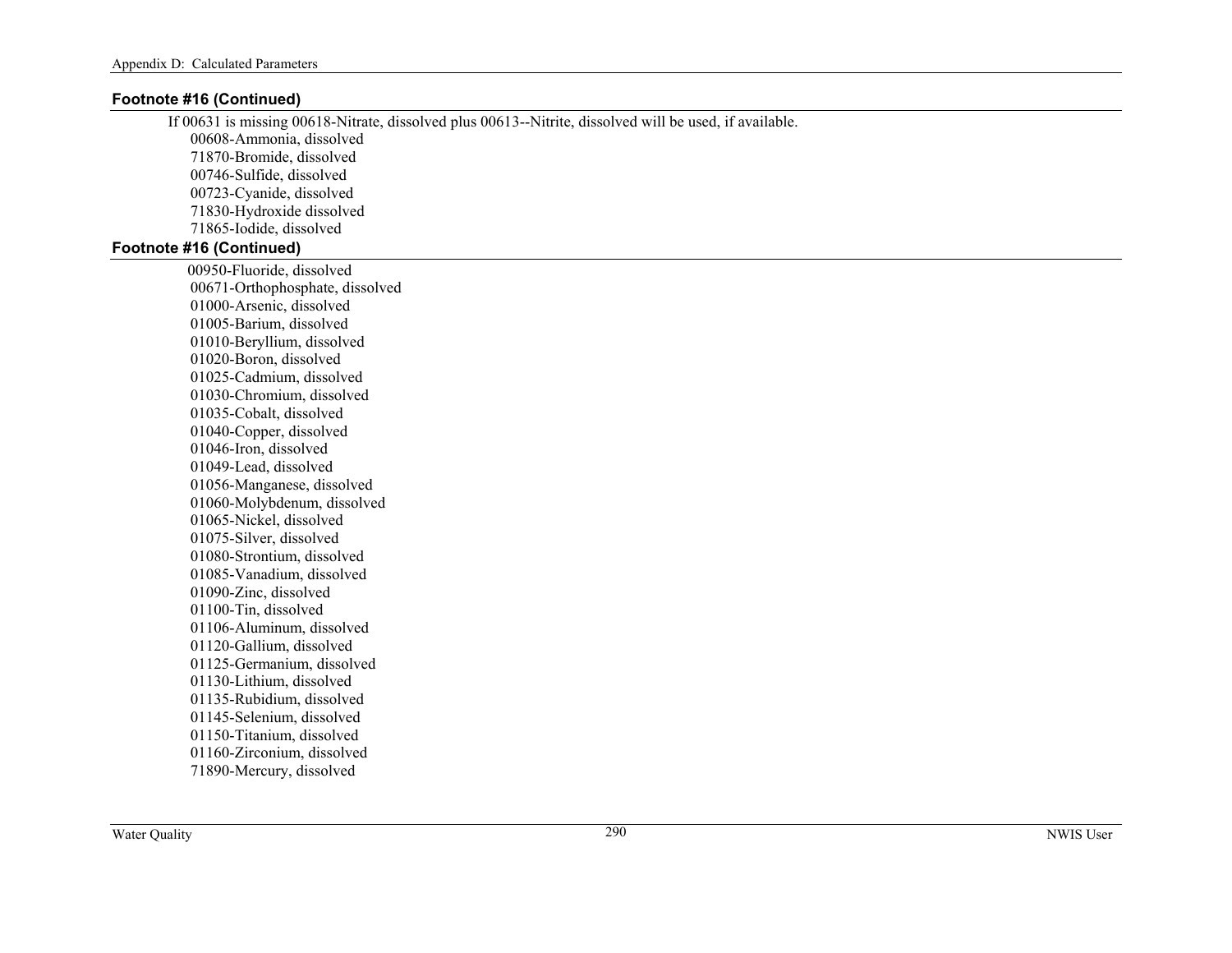### Footnote #16 (Continued)

If 00631 is missing 00618-Nitrate, dissolved plus 00613--Nitrite, dissolved will be used, if available.

00608-Ammonia, dissolved
71870-Bromide, dissolved
00746-Sulfide, dissolved
00723-Cyanide, dissolved
71830-Hydroxide dissolved
71865-Iodide, dissolved

### Footnote #16 (Continued)

00950-Fluoride, dissolved
00671-Orthophosphate, dissolved
01000-Arsenic, dissolved
01005-Barium, dissolved
01010-Beryllium, dissolved
01020-Boron, dissolved
01025-Cadmium, dissolved
01030-Chromium, dissolved
01035-Cobalt, dissolved
01040-Copper, dissolved
01046-Iron, dissolved
01049-Lead, dissolved
01056-Manganese, dissolved
01060-Molybdenum, dissolved
01065-Nickel, dissolved
01075-Silver, dissolved
01080-Strontium, dissolved
01085-Vanadium, dissolved
01090-Zinc, dissolved
01100-Tin, dissolved
01106-Aluminum, dissolved
01120-Gallium, dissolved
01125-Germanium, dissolved
01130-Lithium, dissolved
01135-Rubidium, dissolved
01145-Selenium, dissolved
01150-Titanium, dissolved
01160-Zirconium, dissolved
71890-Mercury, dissolved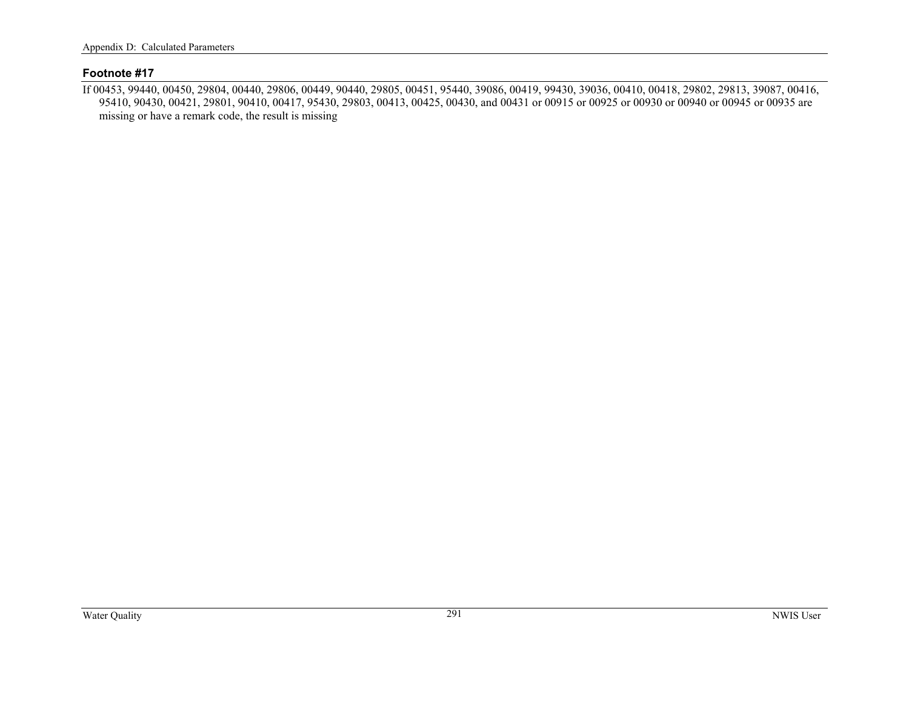## Footnote #17

If 00453, 99440, 00450, 29804, 00440, 29806, 00449, 90440, 29805, 00451, 95440, 39086, 00419, 99430, 39036, 00410, 00418, 29802, 29813, 39087, 00416, 95410, 90430, 00421, 29801, 90410, 00417, 95430, 29803, 00413, 00425, 00430, and 00431 or 00915 or 00925 or 00930 or 00940 or 00945 or 00935 are missing or have a remark code, the result is missing